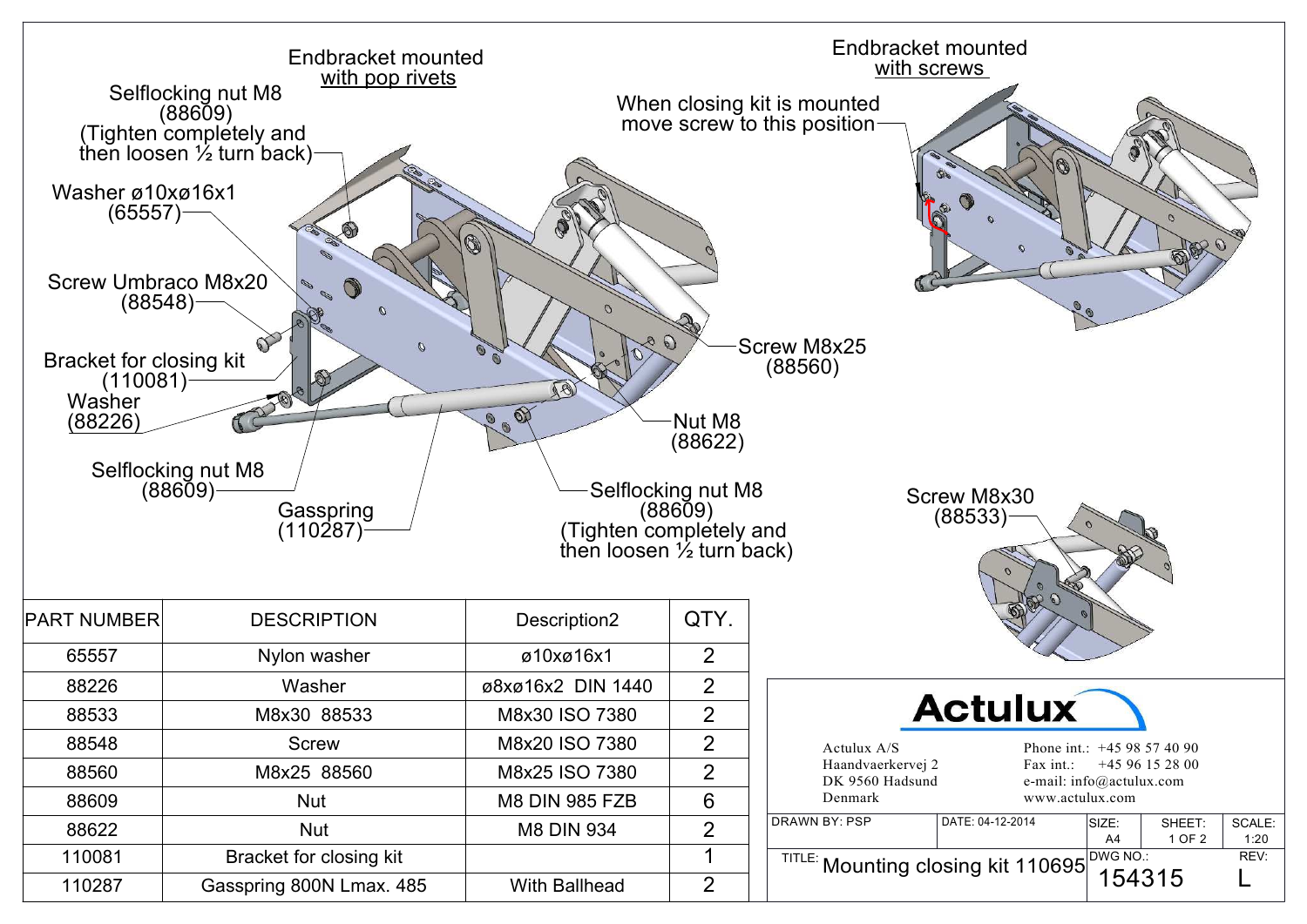Endbracket mounted with pop rivets

Selflocking nut M8 (88609) (Tighten completely and then loosen ½ turn back)

Washer ø10xø16x1 (65557)

Screw Umbraco M8x20 (88548)

Bracket for closing kit (110081)

Washer (88226)

Selflocking nut M8 (88609)

Gasspring (110287)

Screw M8x25 (88560)

Nut M8 (88622)

Selflocking nut M8 (88609) (Tighten completely and then loosen ½ turn back)

Endbracket mounted with screws

When closing kit is mounted move screw to this position

Screw M8x30 (88533)

| PART NUMBER | DESCRIPTION | Description2 | QTY. |
|---|---|---|---|
| 65557 | Nylon washer | ø10xø16x1 | 2 |
| 88226 | Washer | ø8xø16x2 DIN 1440 | 2 |
| 88533 | M8x30 88533 | M8x30 ISO 7380 | 2 |
| 88548 | Screw | M8x20 ISO 7380 | 2 |
| 88560 | M8x25 88560 | M8x25 ISO 7380 | 2 |
| 88609 | Nut | M8 DIN 985 FZB | 6 |
| 88622 | Nut | M8 DIN 934 | 2 |
| 110081 | Bracket for closing kit | | 1 |
| 110287 | Gasspring 800N Lmax. 485 | With Ballhead | 2 |

**Actulux**

Actulux A/S
Haandvaerkervej 2
DK 9560 Hadsund
Denmark

Phone int.: +45 98 57 40 90
Fax int.: +45 96 15 28 00
e-mail: info@actulux.com
www.actulux.com

| DRAWN BY: PSP | DATE: 04-12-2014 | SIZE: A4 | SHEET: 1 OF 2 | SCALE: 1:20 |
|---|---|---|---|---|
| TITLE: Mounting closing kit 110695 | | DWG NO.: 154315 | | REV: L |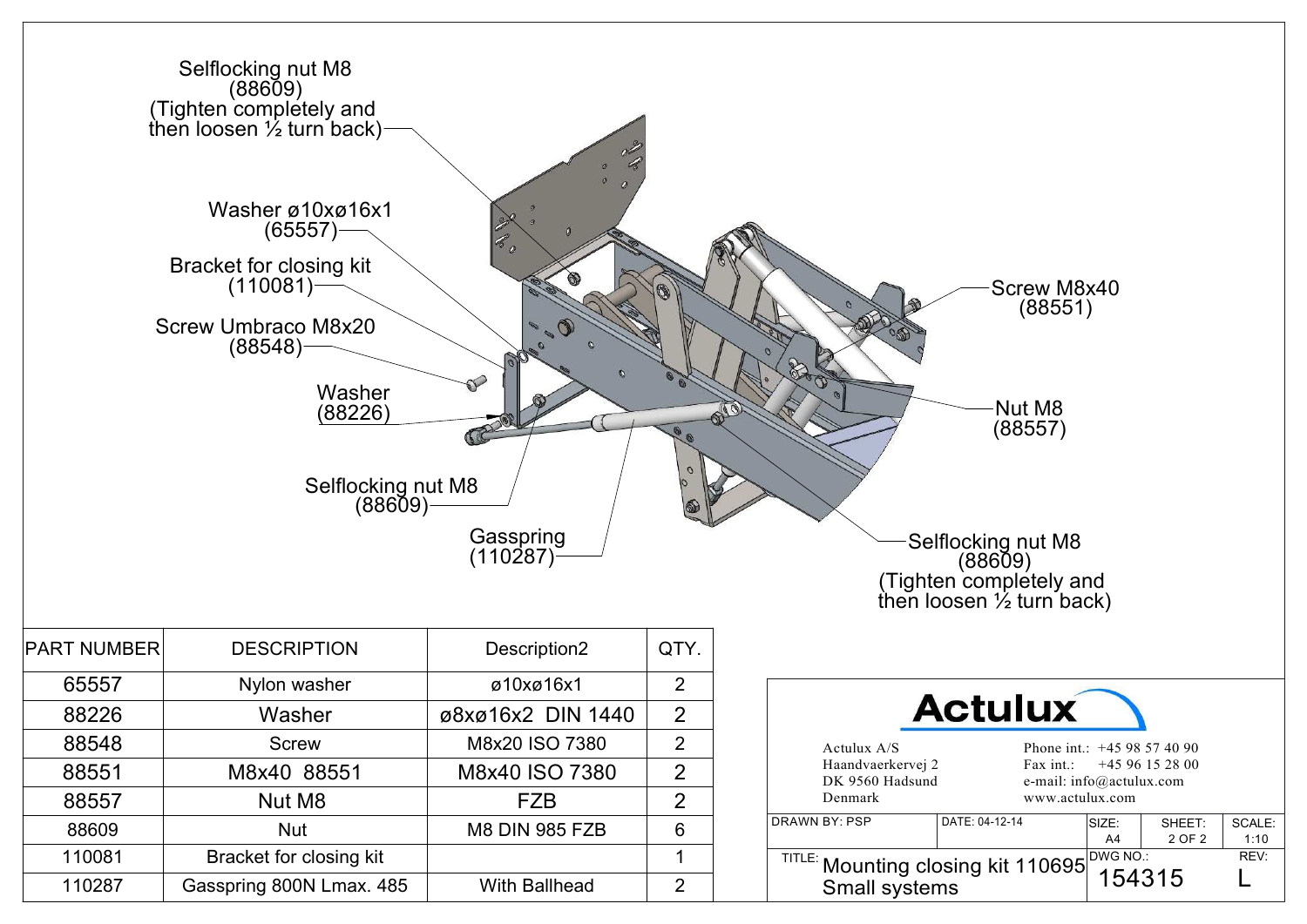Selflocking nut M8
(88609)
(Tighten completely and
then loosen ½ turn back)

Washer ø10xø16x1
(65557)

Bracket for closing kit
(110081)

Screw Umbraco M8x20
(88548)

Washer
(88226)

Selflocking nut M8
(88609)

Gasspring
(110287)

Screw M8x40
(88551)

Nut M8
(88557)

Selflocking nut M8
(88609)
(Tighten completely and
then loosen ½ turn back)

| PART NUMBER | DESCRIPTION | Description2 | QTY. |
|---|---|---|---|
| 65557 | Nylon washer | ø10xø16x1 | 2 |
| 88226 | Washer | ø8xø16x2 DIN 1440 | 2 |
| 88548 | Screw | M8x20 ISO 7380 | 2 |
| 88551 | M8x40 88551 | M8x40 ISO 7380 | 2 |
| 88557 | Nut M8 | FZB | 2 |
| 88609 | Nut | M8 DIN 985 FZB | 6 |
| 110081 | Bracket for closing kit | | 1 |
| 110287 | Gasspring 800N Lmax. 485 | With Ballhead | 2 |

**Actulux**

Actulux A/S
Haandvaerkervej 2
DK 9560 Hadsund
Denmark

Phone int.: +45 98 57 40 90
Fax int.: +45 96 15 28 00
e-mail: info@actulux.com
www.actulux.com

| DRAWN BY: PSP | DATE: 04-12-14 | SIZE: A4 | SHEET: 2 OF 2 | SCALE: 1:10 |
|---|---|---|---|---|
| TITLE: Mounting closing kit 110695 Small systems | | DWG NO.: 154315 | | REV: L |